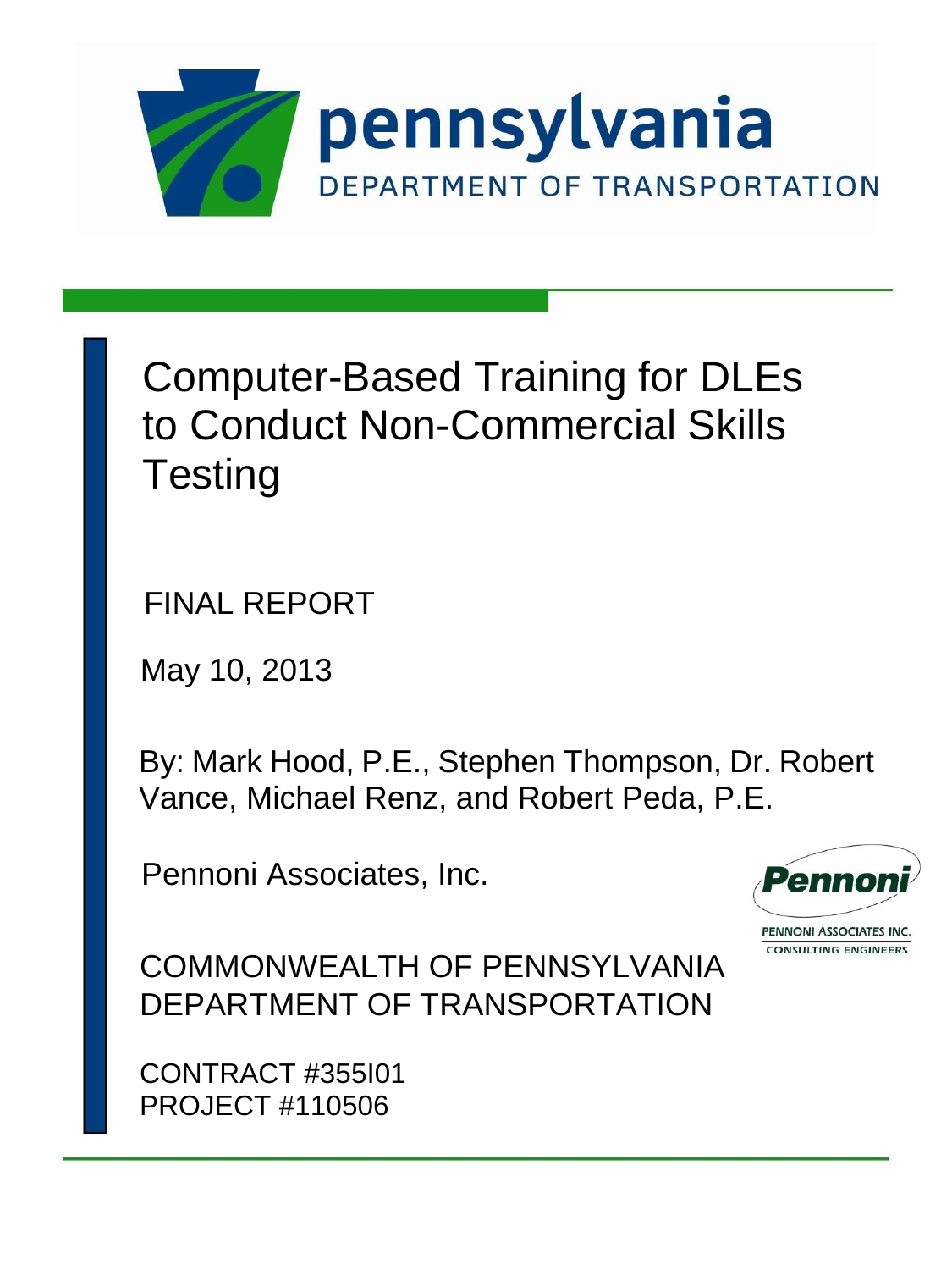pennsylvania

DEPARTMENT OF TRANSPORTATION

# Computer-Based Training for DLEs to Conduct Non-Commercial Skills Testing

FINAL REPORT

May 10, 2013

By: Mark Hood, P.E., Stephen Thompson, Dr. Robert Vance, Michael Renz, and Robert Peda, P.E.

Pennoni Associates, Inc.

Pennoni

PENNONI ASSOCIATES INC.
CONSULTING ENGINEERS

COMMONWEALTH OF PENNSYLVANIA
DEPARTMENT OF TRANSPORTATION

CONTRACT #355I01
PROJECT #110506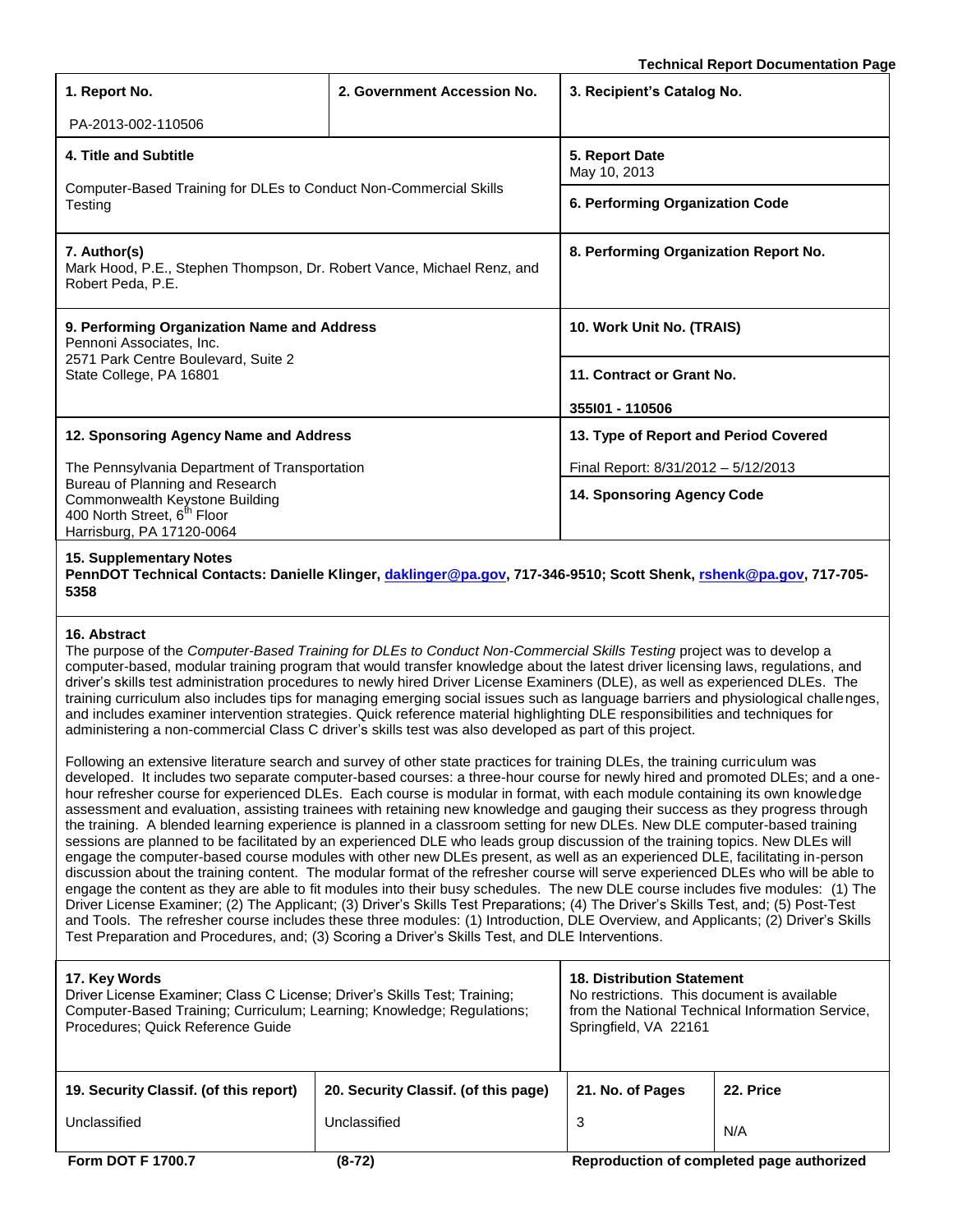**Technical Report Documentation Page**

| 1. Report No. | 2. Government Accession No. | 3. Recipient's Catalog No. |
|---|---|---|
| PA-2013-002-110506 | | |

| 4. Title and Subtitle | 5. Report Date |
|---|---|
| Computer-Based Training for DLEs to Conduct Non-Commercial Skills Testing | May 10, 2013 |
| | **6. Performing Organization Code** |

| 7. Author(s) | 8. Performing Organization Report No. |
|---|---|
| Mark Hood, P.E., Stephen Thompson, Dr. Robert Vance, Michael Renz, and Robert Peda, P.E. | |

| 9. Performing Organization Name and Address | 10. Work Unit No. (TRAIS) |
|---|---|
| Pennoni Associates, Inc.<br>2571 Park Centre Boulevard, Suite 2<br>State College, PA 16801 | |
| | **11. Contract or Grant No.**<br>355I01 - 110506 |

| 12. Sponsoring Agency Name and Address | 13. Type of Report and Period Covered |
|---|---|
| The Pennsylvania Department of Transportation<br>Bureau of Planning and Research<br>Commonwealth Keystone Building<br>400 North Street, 6th Floor<br>Harrisburg, PA 17120-0064 | Final Report: 8/31/2012 – 5/12/2013 |
| | **14. Sponsoring Agency Code** |

**15. Supplementary Notes**

**PennDOT Technical Contacts: Danielle Klinger, daklinger@pa.gov, 717-346-9510; Scott Shenk, rshenk@pa.gov, 717-705-5358**

**16. Abstract**

The purpose of the *Computer-Based Training for DLEs to Conduct Non-Commercial Skills Testing* project was to develop a computer-based, modular training program that would transfer knowledge about the latest driver licensing laws, regulations, and driver's skills test administration procedures to newly hired Driver License Examiners (DLE), as well as experienced DLEs. The training curriculum also includes tips for managing emerging social issues such as language barriers and physiological challenges, and includes examiner intervention strategies. Quick reference material highlighting DLE responsibilities and techniques for administering a non-commercial Class C driver's skills test was also developed as part of this project.

Following an extensive literature search and survey of other state practices for training DLEs, the training curriculum was developed. It includes two separate computer-based courses: a three-hour course for newly hired and promoted DLEs; and a one-hour refresher course for experienced DLEs. Each course is modular in format, with each module containing its own knowledge assessment and evaluation, assisting trainees with retaining new knowledge and gauging their success as they progress through the training. A blended learning experience is planned in a classroom setting for new DLEs. New DLE computer-based training sessions are planned to be facilitated by an experienced DLE who leads group discussion of the training topics. New DLEs will engage the computer-based course modules with other new DLEs present, as well as an experienced DLE, facilitating in-person discussion about the training content. The modular format of the refresher course will serve experienced DLEs who will be able to engage the content as they are able to fit modules into their busy schedules. The new DLE course includes five modules: (1) The Driver License Examiner; (2) The Applicant; (3) Driver's Skills Test Preparations; (4) The Driver's Skills Test, and; (5) Post-Test and Tools. The refresher course includes these three modules: (1) Introduction, DLE Overview, and Applicants; (2) Driver's Skills Test Preparation and Procedures, and; (3) Scoring a Driver's Skills Test, and DLE Interventions.

| 17. Key Words | 18. Distribution Statement |
|---|---|
| Driver License Examiner; Class C License; Driver's Skills Test; Training; Computer-Based Training; Curriculum; Learning; Knowledge; Regulations; Procedures; Quick Reference Guide | No restrictions. This document is available from the National Technical Information Service, Springfield, VA 22161 |

| 19. Security Classif. (of this report) | 20. Security Classif. (of this page) | 21. No. of Pages | 22. Price |
|---|---|---|---|
| Unclassified | Unclassified | 3 | N/A |

**Form DOT F 1700.7** **(8-72)** **Reproduction of completed page authorized**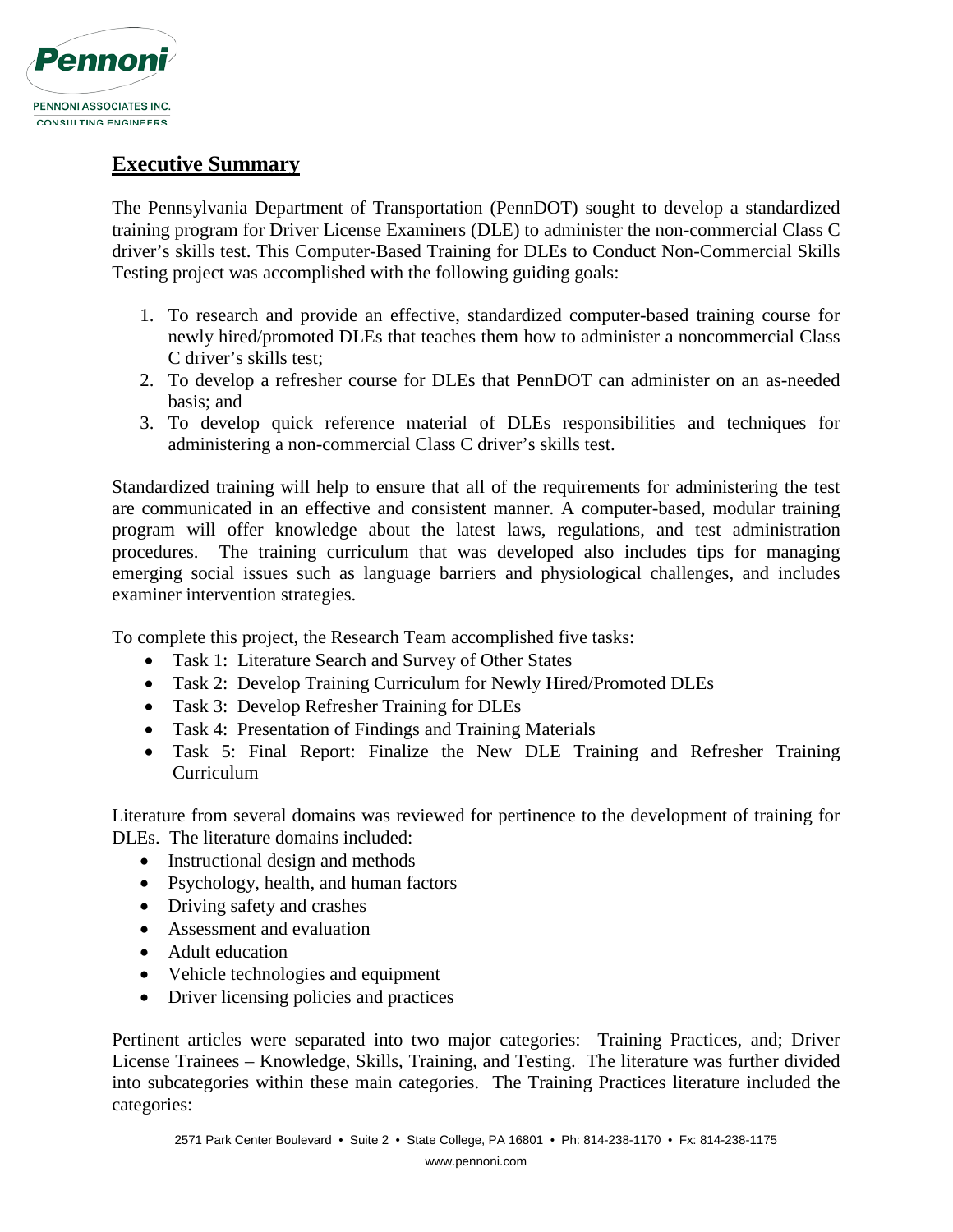## Executive Summary

The Pennsylvania Department of Transportation (PennDOT) sought to develop a standardized training program for Driver License Examiners (DLE) to administer the non-commercial Class C driver's skills test. This Computer-Based Training for DLEs to Conduct Non-Commercial Skills Testing project was accomplished with the following guiding goals:

1. To research and provide an effective, standardized computer-based training course for newly hired/promoted DLEs that teaches them how to administer a noncommercial Class C driver's skills test;
2. To develop a refresher course for DLEs that PennDOT can administer on an as-needed basis; and
3. To develop quick reference material of DLEs responsibilities and techniques for administering a non-commercial Class C driver's skills test.

Standardized training will help to ensure that all of the requirements for administering the test are communicated in an effective and consistent manner. A computer-based, modular training program will offer knowledge about the latest laws, regulations, and test administration procedures. The training curriculum that was developed also includes tips for managing emerging social issues such as language barriers and physiological challenges, and includes examiner intervention strategies.

To complete this project, the Research Team accomplished five tasks:

- Task 1: Literature Search and Survey of Other States
- Task 2: Develop Training Curriculum for Newly Hired/Promoted DLEs
- Task 3: Develop Refresher Training for DLEs
- Task 4: Presentation of Findings and Training Materials
- Task 5: Final Report: Finalize the New DLE Training and Refresher Training Curriculum

Literature from several domains was reviewed for pertinence to the development of training for DLEs. The literature domains included:

- Instructional design and methods
- Psychology, health, and human factors
- Driving safety and crashes
- Assessment and evaluation
- Adult education
- Vehicle technologies and equipment
- Driver licensing policies and practices

Pertinent articles were separated into two major categories: Training Practices, and; Driver License Trainees – Knowledge, Skills, Training, and Testing. The literature was further divided into subcategories within these main categories. The Training Practices literature included the categories: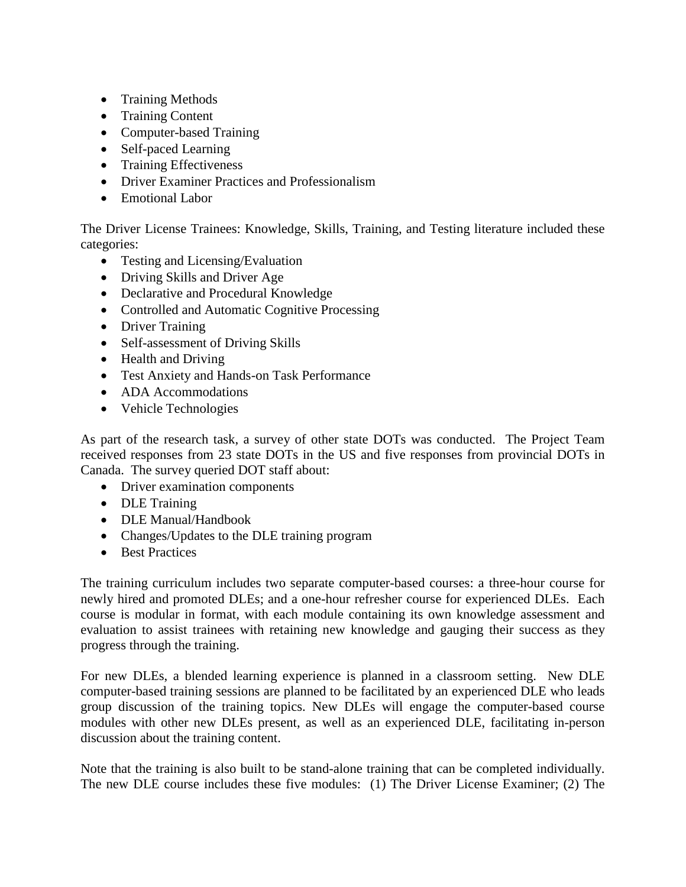- Training Methods
- Training Content
- Computer-based Training
- Self-paced Learning
- Training Effectiveness
- Driver Examiner Practices and Professionalism
- Emotional Labor

The Driver License Trainees: Knowledge, Skills, Training, and Testing literature included these categories:

- Testing and Licensing/Evaluation
- Driving Skills and Driver Age
- Declarative and Procedural Knowledge
- Controlled and Automatic Cognitive Processing
- Driver Training
- Self-assessment of Driving Skills
- Health and Driving
- Test Anxiety and Hands-on Task Performance
- ADA Accommodations
- Vehicle Technologies

As part of the research task, a survey of other state DOTs was conducted. The Project Team received responses from 23 state DOTs in the US and five responses from provincial DOTs in Canada. The survey queried DOT staff about:

- Driver examination components
- DLE Training
- DLE Manual/Handbook
- Changes/Updates to the DLE training program
- Best Practices

The training curriculum includes two separate computer-based courses: a three-hour course for newly hired and promoted DLEs; and a one-hour refresher course for experienced DLEs. Each course is modular in format, with each module containing its own knowledge assessment and evaluation to assist trainees with retaining new knowledge and gauging their success as they progress through the training.

For new DLEs, a blended learning experience is planned in a classroom setting. New DLE computer-based training sessions are planned to be facilitated by an experienced DLE who leads group discussion of the training topics. New DLEs will engage the computer-based course modules with other new DLEs present, as well as an experienced DLE, facilitating in-person discussion about the training content.

Note that the training is also built to be stand-alone training that can be completed individually. The new DLE course includes these five modules: (1) The Driver License Examiner; (2) The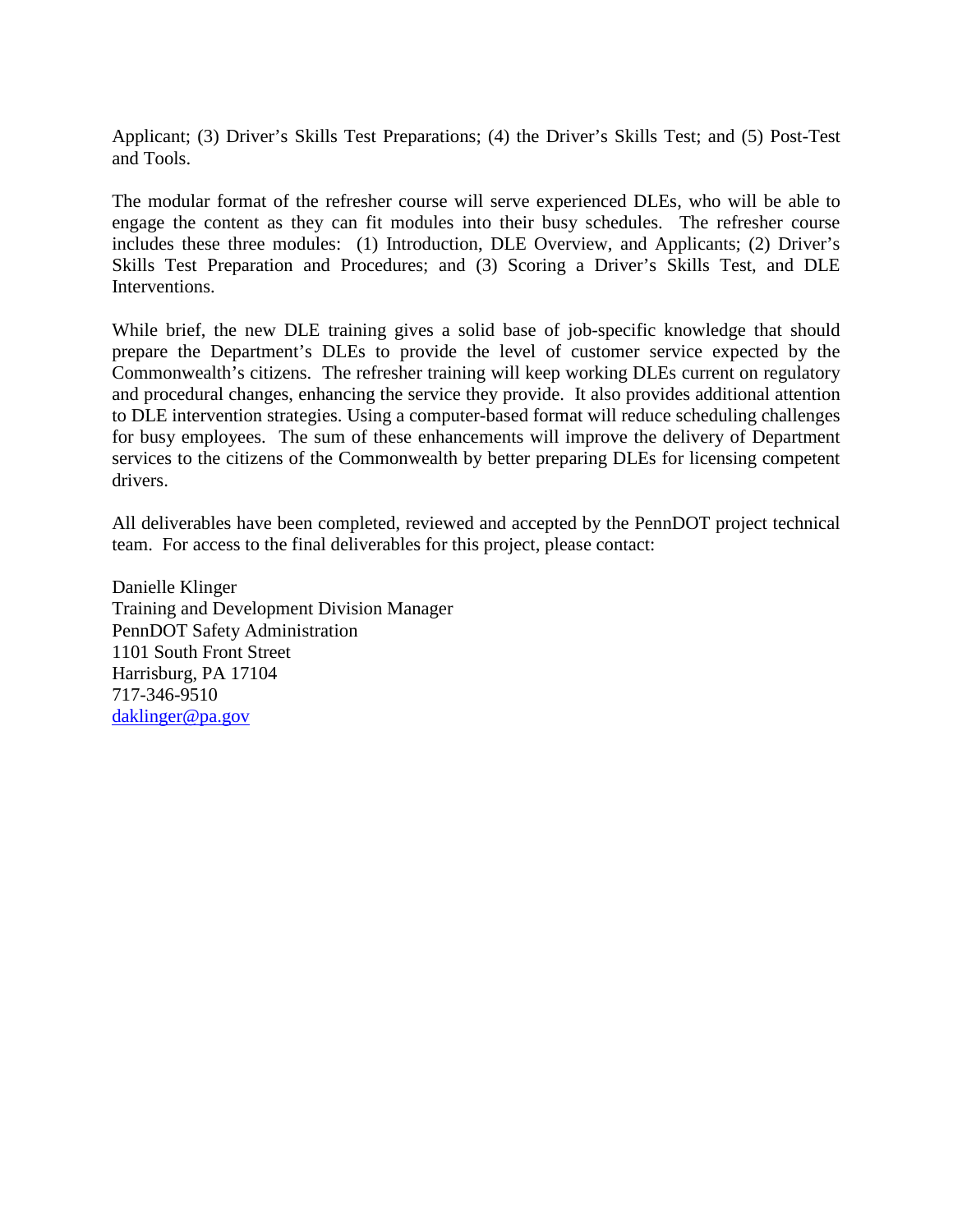Applicant; (3) Driver's Skills Test Preparations; (4) the Driver's Skills Test; and (5) Post-Test and Tools.

The modular format of the refresher course will serve experienced DLEs, who will be able to engage the content as they can fit modules into their busy schedules. The refresher course includes these three modules: (1) Introduction, DLE Overview, and Applicants; (2) Driver's Skills Test Preparation and Procedures; and (3) Scoring a Driver's Skills Test, and DLE Interventions.

While brief, the new DLE training gives a solid base of job-specific knowledge that should prepare the Department's DLEs to provide the level of customer service expected by the Commonwealth's citizens. The refresher training will keep working DLEs current on regulatory and procedural changes, enhancing the service they provide. It also provides additional attention to DLE intervention strategies. Using a computer-based format will reduce scheduling challenges for busy employees. The sum of these enhancements will improve the delivery of Department services to the citizens of the Commonwealth by better preparing DLEs for licensing competent drivers.

All deliverables have been completed, reviewed and accepted by the PennDOT project technical team. For access to the final deliverables for this project, please contact:

Danielle Klinger
Training and Development Division Manager
PennDOT Safety Administration
1101 South Front Street
Harrisburg, PA 17104
717-346-9510
daklinger@pa.gov